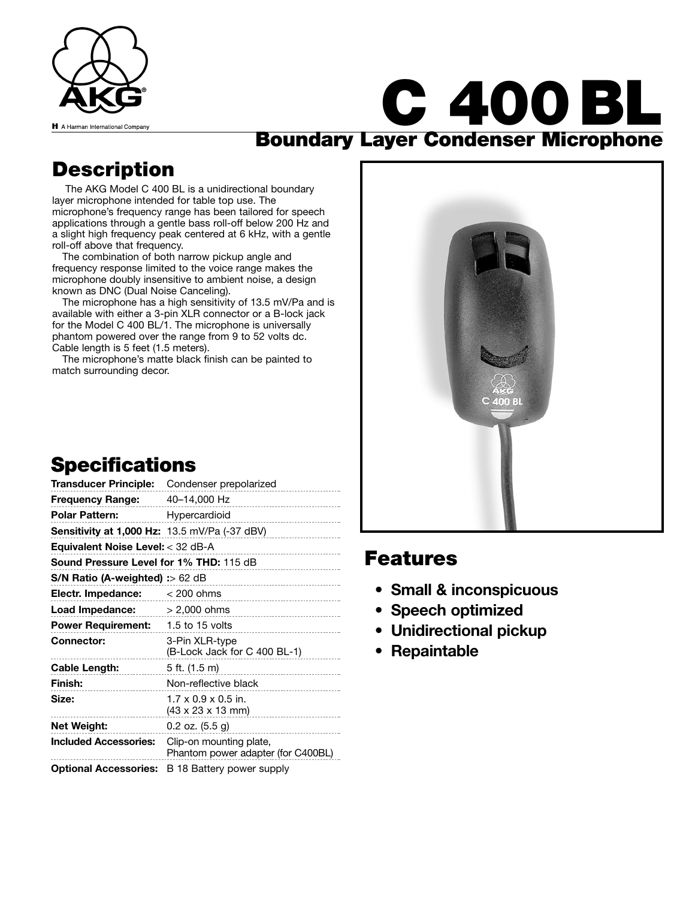AKG

A Harman International Company

# C 400 BL

## Boundary Layer Condenser Microphone

## Description

The AKG Model C 400 BL is a unidirectional boundary layer microphone intended for table top use. The microphone's frequency range has been tailored for speech applications through a gentle bass roll-off below 200 Hz and a slight high frequency peak centered at 6 kHz, with a gentle roll-off above that frequency.

The combination of both narrow pickup angle and frequency response limited to the voice range makes the microphone doubly insensitive to ambient noise, a design known as DNC (Dual Noise Canceling).

The microphone has a high sensitivity of 13.5 mV/Pa and is available with either a 3-pin XLR connector or a B-lock jack for the Model C 400 BL/1. The microphone is universally phantom powered over the range from 9 to 52 volts dc. Cable length is 5 feet (1.5 meters).

The microphone's matte black finish can be painted to match surrounding decor.

## Specifications

| | |
|---|---|
| **Transducer Principle:** | Condenser prepolarized |
| **Frequency Range:** | 40–14,000 Hz |
| **Polar Pattern:** | Hypercardioid |
| **Sensitivity at 1,000 Hz:** | 13.5 mV/Pa (-37 dBV) |
| **Equivalent Noise Level:** | < 32 dB-A |
| **Sound Pressure Level for 1% THD:** | 115 dB |
| **S/N Ratio (A-weighted) :** | > 62 dB |
| **Electr. Impedance:** | < 200 ohms |
| **Load Impedance:** | > 2,000 ohms |
| **Power Requirement:** | 1.5 to 15 volts |
| **Connector:** | 3-Pin XLR-type (B-Lock Jack for C 400 BL-1) |
| **Cable Length:** | 5 ft. (1.5 m) |
| **Finish:** | Non-reflective black |
| **Size:** | 1.7 x 0.9 x 0.5 in. (43 x 23 x 13 mm) |
| **Net Weight:** | 0.2 oz. (5.5 g) |
| **Included Accessories:** | Clip-on mounting plate, Phantom power adapter (for C400BL) |
| **Optional Accessories:** | B 18 Battery power supply |

## Features

- **Small & inconspicuous**
- **Speech optimized**
- **Unidirectional pickup**
- **Repaintable**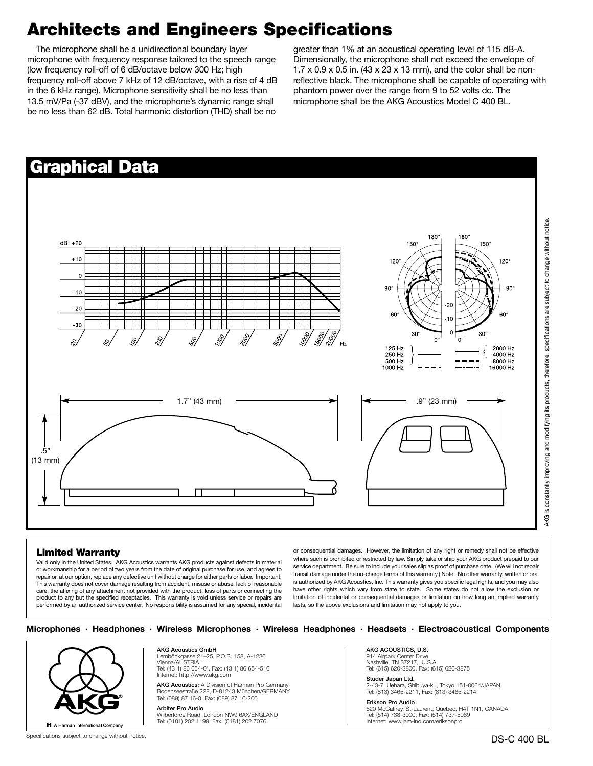# Architects and Engineers Specifications

The microphone shall be a unidirectional boundary layer microphone with frequency response tailored to the speech range (low frequency roll-off of 6 dB/octave below 300 Hz; high frequency roll-off above 7 kHz of 12 dB/octave, with a rise of 4 dB in the 6 kHz range). Microphone sensitivity shall be no less than 13.5 mV/Pa (-37 dBV), and the microphone's dynamic range shall be no less than 62 dB. Total harmonic distortion (THD) shall be no greater than 1% at an acoustical operating level of 115 dB-A. Dimensionally, the microphone shall not exceed the envelope of 1.7 x 0.9 x 0.5 in. (43 x 23 x 13 mm), and the color shall be non-reflective black. The microphone shall be capable of operating with phantom power over the range from 9 to 52 volts dc. The microphone shall be the AKG Acoustics Model C 400 BL.

## Graphical Data

dB +20
+10
0
-10
-20
-30

20 50 100 200 500 1000 2000 5000 10000 15000 20000 Hz

180° 150° 120° 90° 60° 30° 0°
-20
-10
0

125 Hz
250 Hz
500 Hz
1000 Hz

2000 Hz
4000 Hz
8000 Hz
16000 Hz

1.7" (43 mm)

.9" (23 mm)

.5"
(13 mm)

AKG is constantly improving and modifying its products, therefore, specifications are subject to change without notice.

### Limited Warranty

Valid only in the United States. AKG Acoustics warrants AKG products against defects in material or workmanship for a period of two years from the date of original purchase for use, and agrees to repair or, at our option, replace any defective unit without charge for either parts or labor. Important: This warranty does not cover damage resulting from accident, misuse or abuse, lack of reasonable care, the affixing of any attachment not provided with the product, loss of parts or connecting the product to any but the specified receptacles. This warranty is void unless service or repairs are performed by an authorized service center. No responsibility is assumed for any special, incidental or consequential damages. However, the limitation of any right or remedy shall not be effective where such is prohibited or restricted by law. Simply take or ship your AKG product prepaid to our service department. Be sure to include your sales slip as proof of purchase date. (We will not repair transit damage under the no-charge terms of this warranty.) Note: No other warranty, written or oral is authorized by AKG Acoustics, Inc. This warranty gives you specific legal rights, and you may also have other rights which vary from state to state. Some states do not allow the exclusion or limitation of incidental or consequential damages or limitation on how long an implied warranty lasts, so the above exclusions and limitation may not apply to you.

**Microphones · Headphones · Wireless Microphones · Wireless Headphones · Headsets · Electroacoustical Components**

AKG®
A Harman International Company

**AKG Acoustics GmbH**
Lemböckgasse 21–25, P.O.B. 158, A-1230
Vienna/AUSTRIA
Tel: (43 1) 86 654-0*, Fax: (43 1) 86 654-516
Internet: http://www.akg.com

**AKG Acoustics;** A Division of Harman Pro Germany
Bodenseestraße 228, D-81243 München/GERMANY
Tel: (089) 87 16-0, Fax: (089) 87 16-200

**Arbiter Pro Audio**
Wilberforce Road, London NW9 6AX/ENGLAND
Tel: (0181) 202 1199, Fax: (0181) 202 7076

**AKG ACOUSTICS, U.S.**
914 Airpark Center Drive
Nashville, TN 37217, U.S.A.
Tel: (615) 620-3800, Fax: (615) 620-3875

**Studer Japan Ltd.**
2-43-7, Uehara, Shibuya-ku, Tokyo 151-0064/JAPAN
Tel: (813) 3465-2211, Fax: (813) 3465-2214

**Erikson Pro Audio**
620 McCaffrey, St-Laurent, Quebec, H4T 1N1, CANADA
Tel: (514) 738-3000, Fax: (514) 737-5069
Internet: www.jam-ind.com/eriksonpro

Specifications subject to change without notice.

DS-C 400 BL